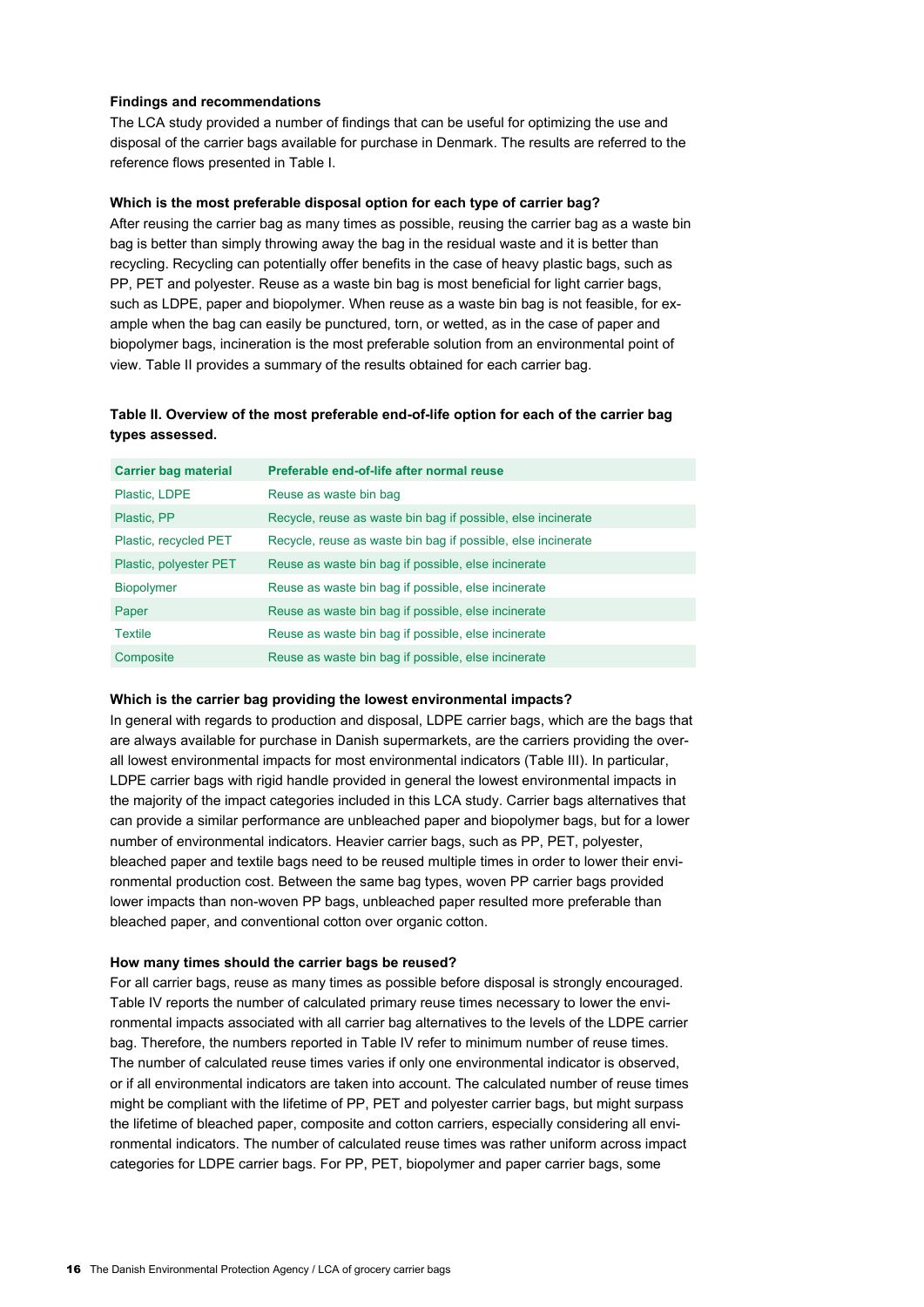### Findings and recommendations

The LCA study provided a number of findings that can be useful for optimizing the use and disposal of the carrier bags available for purchase in Denmark. The results are referred to the reference flows presented in Table I.

### Which is the most preferable disposal option for each type of carrier bag?

After reusing the carrier bag as many times as possible, reusing the carrier bag as a waste bin bag is better than simply throwing away the bag in the residual waste and it is better than recycling. Recycling can potentially offer benefits in the case of heavy plastic bags, such as PP, PET and polyester. Reuse as a waste bin bag is most beneficial for light carrier bags, such as LDPE, paper and biopolymer. When reuse as a waste bin bag is not feasible, for example when the bag can easily be punctured, torn, or wetted, as in the case of paper and biopolymer bags, incineration is the most preferable solution from an environmental point of view. Table II provides a summary of the results obtained for each carrier bag.

**Table II. Overview of the most preferable end-of-life option for each of the carrier bag types assessed.**

| Carrier bag material | Preferable end-of-life after normal reuse |
|---|---|
| Plastic, LDPE | Reuse as waste bin bag |
| Plastic, PP | Recycle, reuse as waste bin bag if possible, else incinerate |
| Plastic, recycled PET | Recycle, reuse as waste bin bag if possible, else incinerate |
| Plastic, polyester PET | Reuse as waste bin bag if possible, else incinerate |
| Biopolymer | Reuse as waste bin bag if possible, else incinerate |
| Paper | Reuse as waste bin bag if possible, else incinerate |
| Textile | Reuse as waste bin bag if possible, else incinerate |
| Composite | Reuse as waste bin bag if possible, else incinerate |

### Which is the carrier bag providing the lowest environmental impacts?

In general with regards to production and disposal, LDPE carrier bags, which are the bags that are always available for purchase in Danish supermarkets, are the carriers providing the overall lowest environmental impacts for most environmental indicators (Table III). In particular, LDPE carrier bags with rigid handle provided in general the lowest environmental impacts in the majority of the impact categories included in this LCA study. Carrier bags alternatives that can provide a similar performance are unbleached paper and biopolymer bags, but for a lower number of environmental indicators. Heavier carrier bags, such as PP, PET, polyester, bleached paper and textile bags need to be reused multiple times in order to lower their environmental production cost. Between the same bag types, woven PP carrier bags provided lower impacts than non-woven PP bags, unbleached paper resulted more preferable than bleached paper, and conventional cotton over organic cotton.

### How many times should the carrier bags be reused?

For all carrier bags, reuse as many times as possible before disposal is strongly encouraged. Table IV reports the number of calculated primary reuse times necessary to lower the environmental impacts associated with all carrier bag alternatives to the levels of the LDPE carrier bag. Therefore, the numbers reported in Table IV refer to minimum number of reuse times. The number of calculated reuse times varies if only one environmental indicator is observed, or if all environmental indicators are taken into account. The calculated number of reuse times might be compliant with the lifetime of PP, PET and polyester carrier bags, but might surpass the lifetime of bleached paper, composite and cotton carriers, especially considering all environmental indicators. The number of calculated reuse times was rather uniform across impact categories for LDPE carrier bags. For PP, PET, biopolymer and paper carrier bags, some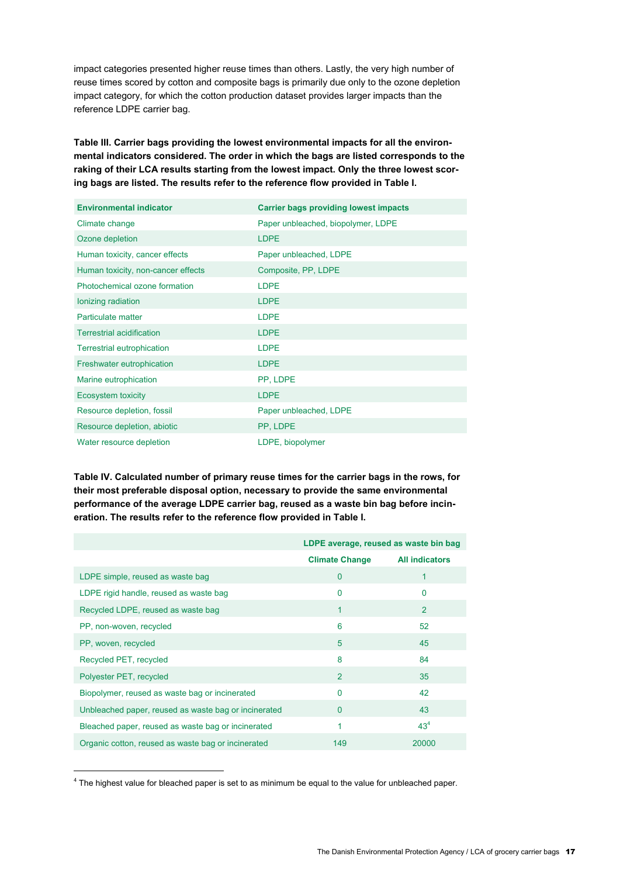impact categories presented higher reuse times than others. Lastly, the very high number of reuse times scored by cotton and composite bags is primarily due only to the ozone depletion impact category, for which the cotton production dataset provides larger impacts than the reference LDPE carrier bag.

**Table III. Carrier bags providing the lowest environmental impacts for all the environmental indicators considered. The order in which the bags are listed corresponds to the raking of their LCA results starting from the lowest impact. Only the three lowest scoring bags are listed. The results refer to the reference flow provided in Table I.**

| Environmental indicator | Carrier bags providing lowest impacts |
|---|---|
| Climate change | Paper unbleached, biopolymer, LDPE |
| Ozone depletion | LDPE |
| Human toxicity, cancer effects | Paper unbleached, LDPE |
| Human toxicity, non-cancer effects | Composite, PP, LDPE |
| Photochemical ozone formation | LDPE |
| Ionizing radiation | LDPE |
| Particulate matter | LDPE |
| Terrestrial acidification | LDPE |
| Terrestrial eutrophication | LDPE |
| Freshwater eutrophication | LDPE |
| Marine eutrophication | PP, LDPE |
| Ecosystem toxicity | LDPE |
| Resource depletion, fossil | Paper unbleached, LDPE |
| Resource depletion, abiotic | PP, LDPE |
| Water resource depletion | LDPE, biopolymer |

**Table IV. Calculated number of primary reuse times for the carrier bags in the rows, for their most preferable disposal option, necessary to provide the same environmental performance of the average LDPE carrier bag, reused as a waste bin bag before incineration. The results refer to the reference flow provided in Table I.**

| | LDPE average, reused as waste bin bag | |
|---|---|---|
| | **Climate Change** | **All indicators** |
| LDPE simple, reused as waste bag | 0 | 1 |
| LDPE rigid handle, reused as waste bag | 0 | 0 |
| Recycled LDPE, reused as waste bag | 1 | 2 |
| PP, non-woven, recycled | 6 | 52 |
| PP, woven, recycled | 5 | 45 |
| Recycled PET, recycled | 8 | 84 |
| Polyester PET, recycled | 2 | 35 |
| Biopolymer, reused as waste bag or incinerated | 0 | 42 |
| Unbleached paper, reused as waste bag or incinerated | 0 | 43 |
| Bleached paper, reused as waste bag or incinerated | 1 | 43[4] |
| Organic cotton, reused as waste bag or incinerated | 149 | 20000 |

[4] The highest value for bleached paper is set to as minimum be equal to the value for unbleached paper.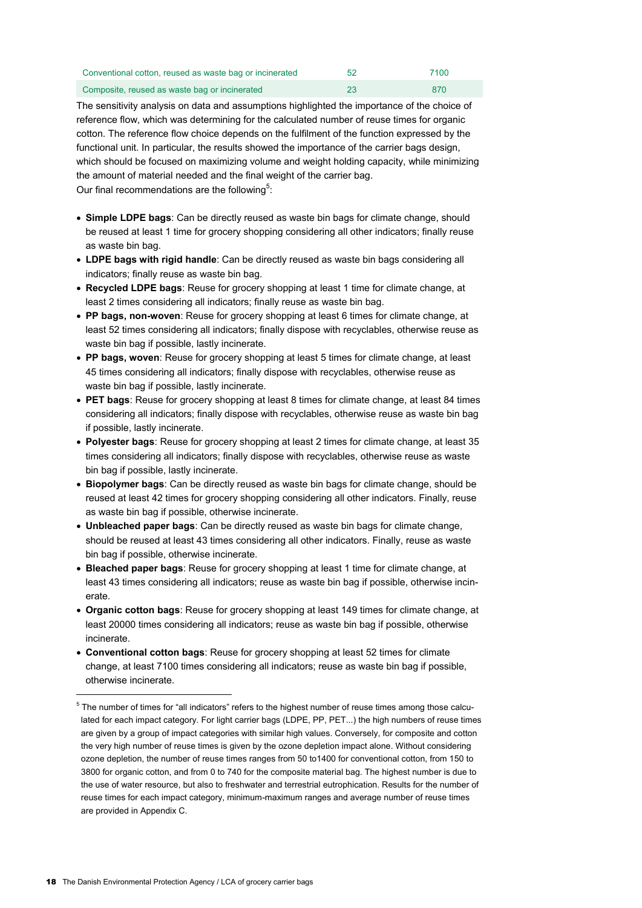| Conventional cotton, reused as waste bag or incinerated | 52 | 7100 |
|---|---|---|
| Composite, reused as waste bag or incinerated | 23 | 870 |

The sensitivity analysis on data and assumptions highlighted the importance of the choice of reference flow, which was determining for the calculated number of reuse times for organic cotton. The reference flow choice depends on the fulfilment of the function expressed by the functional unit. In particular, the results showed the importance of the carrier bags design, which should be focused on maximizing volume and weight holding capacity, while minimizing the amount of material needed and the final weight of the carrier bag.

Our final recommendations are the following[5]:

- **Simple LDPE bags**: Can be directly reused as waste bin bags for climate change, should be reused at least 1 time for grocery shopping considering all other indicators; finally reuse as waste bin bag.
- **LDPE bags with rigid handle**: Can be directly reused as waste bin bags considering all indicators; finally reuse as waste bin bag.
- **Recycled LDPE bags**: Reuse for grocery shopping at least 1 time for climate change, at least 2 times considering all indicators; finally reuse as waste bin bag.
- **PP bags, non-woven**: Reuse for grocery shopping at least 6 times for climate change, at least 52 times considering all indicators; finally dispose with recyclables, otherwise reuse as waste bin bag if possible, lastly incinerate.
- **PP bags, woven**: Reuse for grocery shopping at least 5 times for climate change, at least 45 times considering all indicators; finally dispose with recyclables, otherwise reuse as waste bin bag if possible, lastly incinerate.
- **PET bags**: Reuse for grocery shopping at least 8 times for climate change, at least 84 times considering all indicators; finally dispose with recyclables, otherwise reuse as waste bin bag if possible, lastly incinerate.
- **Polyester bags**: Reuse for grocery shopping at least 2 times for climate change, at least 35 times considering all indicators; finally dispose with recyclables, otherwise reuse as waste bin bag if possible, lastly incinerate.
- **Biopolymer bags**: Can be directly reused as waste bin bags for climate change, should be reused at least 42 times for grocery shopping considering all other indicators. Finally, reuse as waste bin bag if possible, otherwise incinerate.
- **Unbleached paper bags**: Can be directly reused as waste bin bags for climate change, should be reused at least 43 times considering all other indicators. Finally, reuse as waste bin bag if possible, otherwise incinerate.
- **Bleached paper bags**: Reuse for grocery shopping at least 1 time for climate change, at least 43 times considering all indicators; reuse as waste bin bag if possible, otherwise incinerate.
- **Organic cotton bags**: Reuse for grocery shopping at least 149 times for climate change, at least 20000 times considering all indicators; reuse as waste bin bag if possible, otherwise incinerate.
- **Conventional cotton bags**: Reuse for grocery shopping at least 52 times for climate change, at least 7100 times considering all indicators; reuse as waste bin bag if possible, otherwise incinerate.

---

[5] The number of times for "all indicators" refers to the highest number of reuse times among those calculated for each impact category. For light carrier bags (LDPE, PP, PET...) the high numbers of reuse times are given by a group of impact categories with similar high values. Conversely, for composite and cotton the very high number of reuse times is given by the ozone depletion impact alone. Without considering ozone depletion, the number of reuse times ranges from 50 to1400 for conventional cotton, from 150 to 3800 for organic cotton, and from 0 to 740 for the composite material bag. The highest number is due to the use of water resource, but also to freshwater and terrestrial eutrophication. Results for the number of reuse times for each impact category, minimum-maximum ranges and average number of reuse times are provided in Appendix C.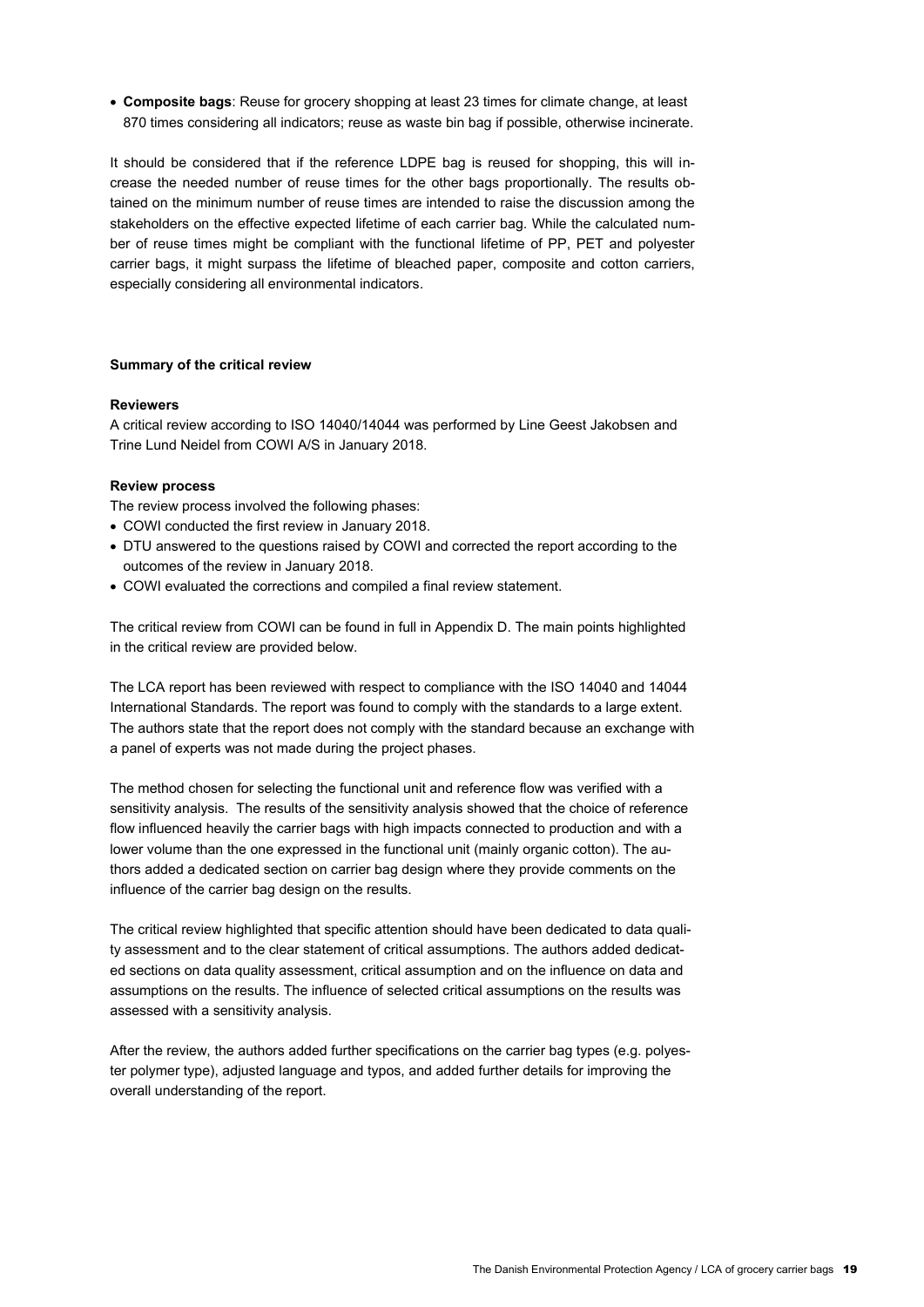- **Composite bags**: Reuse for grocery shopping at least 23 times for climate change, at least 870 times considering all indicators; reuse as waste bin bag if possible, otherwise incinerate.

It should be considered that if the reference LDPE bag is reused for shopping, this will increase the needed number of reuse times for the other bags proportionally. The results obtained on the minimum number of reuse times are intended to raise the discussion among the stakeholders on the effective expected lifetime of each carrier bag. While the calculated number of reuse times might be compliant with the functional lifetime of PP, PET and polyester carrier bags, it might surpass the lifetime of bleached paper, composite and cotton carriers, especially considering all environmental indicators.

**Summary of the critical review**

**Reviewers**

A critical review according to ISO 14040/14044 was performed by Line Geest Jakobsen and Trine Lund Neidel from COWI A/S in January 2018.

**Review process**

The review process involved the following phases:

- COWI conducted the first review in January 2018.
- DTU answered to the questions raised by COWI and corrected the report according to the outcomes of the review in January 2018.
- COWI evaluated the corrections and compiled a final review statement.

The critical review from COWI can be found in full in Appendix D. The main points highlighted in the critical review are provided below.

The LCA report has been reviewed with respect to compliance with the ISO 14040 and 14044 International Standards. The report was found to comply with the standards to a large extent. The authors state that the report does not comply with the standard because an exchange with a panel of experts was not made during the project phases.

The method chosen for selecting the functional unit and reference flow was verified with a sensitivity analysis. The results of the sensitivity analysis showed that the choice of reference flow influenced heavily the carrier bags with high impacts connected to production and with a lower volume than the one expressed in the functional unit (mainly organic cotton). The authors added a dedicated section on carrier bag design where they provide comments on the influence of the carrier bag design on the results.

The critical review highlighted that specific attention should have been dedicated to data quality assessment and to the clear statement of critical assumptions. The authors added dedicated sections on data quality assessment, critical assumption and on the influence on data and assumptions on the results. The influence of selected critical assumptions on the results was assessed with a sensitivity analysis.

After the review, the authors added further specifications on the carrier bag types (e.g. polyester polymer type), adjusted language and typos, and added further details for improving the overall understanding of the report.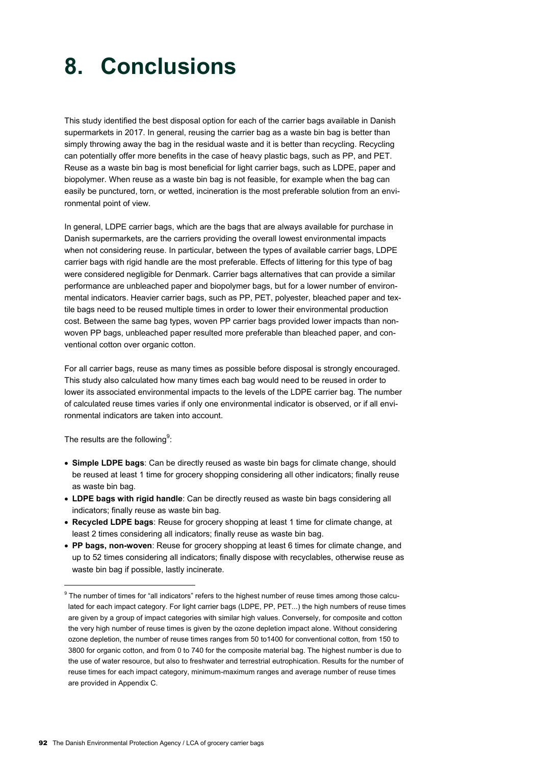# 8. Conclusions

This study identified the best disposal option for each of the carrier bags available in Danish supermarkets in 2017. In general, reusing the carrier bag as a waste bin bag is better than simply throwing away the bag in the residual waste and it is better than recycling. Recycling can potentially offer more benefits in the case of heavy plastic bags, such as PP, and PET. Reuse as a waste bin bag is most beneficial for light carrier bags, such as LDPE, paper and biopolymer. When reuse as a waste bin bag is not feasible, for example when the bag can easily be punctured, torn, or wetted, incineration is the most preferable solution from an environmental point of view.

In general, LDPE carrier bags, which are the bags that are always available for purchase in Danish supermarkets, are the carriers providing the overall lowest environmental impacts when not considering reuse. In particular, between the types of available carrier bags, LDPE carrier bags with rigid handle are the most preferable. Effects of littering for this type of bag were considered negligible for Denmark. Carrier bags alternatives that can provide a similar performance are unbleached paper and biopolymer bags, but for a lower number of environmental indicators. Heavier carrier bags, such as PP, PET, polyester, bleached paper and textile bags need to be reused multiple times in order to lower their environmental production cost. Between the same bag types, woven PP carrier bags provided lower impacts than non-woven PP bags, unbleached paper resulted more preferable than bleached paper, and conventional cotton over organic cotton.

For all carrier bags, reuse as many times as possible before disposal is strongly encouraged. This study also calculated how many times each bag would need to be reused in order to lower its associated environmental impacts to the levels of the LDPE carrier bag. The number of calculated reuse times varies if only one environmental indicator is observed, or if all environmental indicators are taken into account.

The results are the following[9]:

- **Simple LDPE bags**: Can be directly reused as waste bin bags for climate change, should be reused at least 1 time for grocery shopping considering all other indicators; finally reuse as waste bin bag.
- **LDPE bags with rigid handle**: Can be directly reused as waste bin bags considering all indicators; finally reuse as waste bin bag.
- **Recycled LDPE bags**: Reuse for grocery shopping at least 1 time for climate change, at least 2 times considering all indicators; finally reuse as waste bin bag.
- **PP bags, non-woven**: Reuse for grocery shopping at least 6 times for climate change, and up to 52 times considering all indicators; finally dispose with recyclables, otherwise reuse as waste bin bag if possible, lastly incinerate.

[9] The number of times for "all indicators" refers to the highest number of reuse times among those calculated for each impact category. For light carrier bags (LDPE, PP, PET...) the high numbers of reuse times are given by a group of impact categories with similar high values. Conversely, for composite and cotton the very high number of reuse times is given by the ozone depletion impact alone. Without considering ozone depletion, the number of reuse times ranges from 50 to1400 for conventional cotton, from 150 to 3800 for organic cotton, and from 0 to 740 for the composite material bag. The highest number is due to the use of water resource, but also to freshwater and terrestrial eutrophication. Results for the number of reuse times for each impact category, minimum-maximum ranges and average number of reuse times are provided in Appendix C.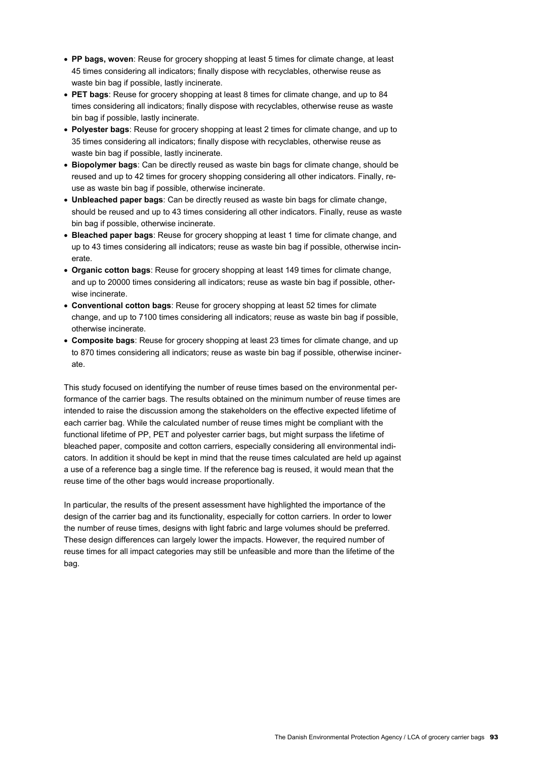- **PP bags, woven**: Reuse for grocery shopping at least 5 times for climate change, at least 45 times considering all indicators; finally dispose with recyclables, otherwise reuse as waste bin bag if possible, lastly incinerate.
- **PET bags**: Reuse for grocery shopping at least 8 times for climate change, and up to 84 times considering all indicators; finally dispose with recyclables, otherwise reuse as waste bin bag if possible, lastly incinerate.
- **Polyester bags**: Reuse for grocery shopping at least 2 times for climate change, and up to 35 times considering all indicators; finally dispose with recyclables, otherwise reuse as waste bin bag if possible, lastly incinerate.
- **Biopolymer bags**: Can be directly reused as waste bin bags for climate change, should be reused and up to 42 times for grocery shopping considering all other indicators. Finally, re-use as waste bin bag if possible, otherwise incinerate.
- **Unbleached paper bags**: Can be directly reused as waste bin bags for climate change, should be reused and up to 43 times considering all other indicators. Finally, reuse as waste bin bag if possible, otherwise incinerate.
- **Bleached paper bags**: Reuse for grocery shopping at least 1 time for climate change, and up to 43 times considering all indicators; reuse as waste bin bag if possible, otherwise incinerate.
- **Organic cotton bags**: Reuse for grocery shopping at least 149 times for climate change, and up to 20000 times considering all indicators; reuse as waste bin bag if possible, otherwise incinerate.
- **Conventional cotton bags**: Reuse for grocery shopping at least 52 times for climate change, and up to 7100 times considering all indicators; reuse as waste bin bag if possible, otherwise incinerate.
- **Composite bags**: Reuse for grocery shopping at least 23 times for climate change, and up to 870 times considering all indicators; reuse as waste bin bag if possible, otherwise incinerate.

This study focused on identifying the number of reuse times based on the environmental performance of the carrier bags. The results obtained on the minimum number of reuse times are intended to raise the discussion among the stakeholders on the effective expected lifetime of each carrier bag. While the calculated number of reuse times might be compliant with the functional lifetime of PP, PET and polyester carrier bags, but might surpass the lifetime of bleached paper, composite and cotton carriers, especially considering all environmental indicators. In addition it should be kept in mind that the reuse times calculated are held up against a use of a reference bag a single time. If the reference bag is reused, it would mean that the reuse time of the other bags would increase proportionally.

In particular, the results of the present assessment have highlighted the importance of the design of the carrier bag and its functionality, especially for cotton carriers. In order to lower the number of reuse times, designs with light fabric and large volumes should be preferred. These design differences can largely lower the impacts. However, the required number of reuse times for all impact categories may still be unfeasible and more than the lifetime of the bag.